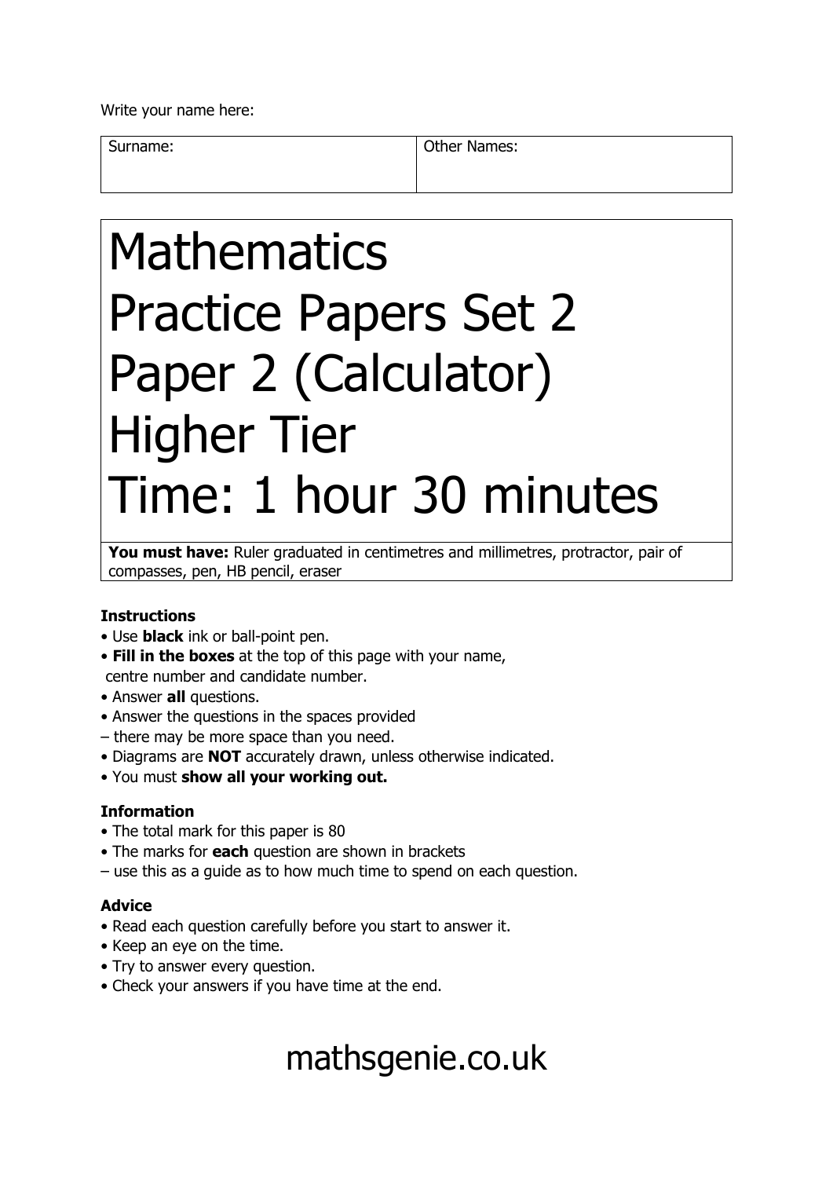Write your name here:

| Surname: | Other Names: |
| --- | --- |
| | |

# Mathematics
# Practice Papers Set 2
# Paper 2 (Calculator)
# Higher Tier
# Time: 1 hour 30 minutes

**You must have:** Ruler graduated in centimetres and millimetres, protractor, pair of compasses, pen, HB pencil, eraser

**Instructions**

- Use **black** ink or ball-point pen.
- **Fill in the boxes** at the top of this page with your name, centre number and candidate number.
- Answer **all** questions.
- Answer the questions in the spaces provided – there may be more space than you need.
- Diagrams are **NOT** accurately drawn, unless otherwise indicated.
- You must **show all your working out.**

**Information**

- The total mark for this paper is 80
- The marks for **each** question are shown in brackets – use this as a guide as to how much time to spend on each question.

**Advice**

- Read each question carefully before you start to answer it.
- Keep an eye on the time.
- Try to answer every question.
- Check your answers if you have time at the end.

mathsgenie.co.uk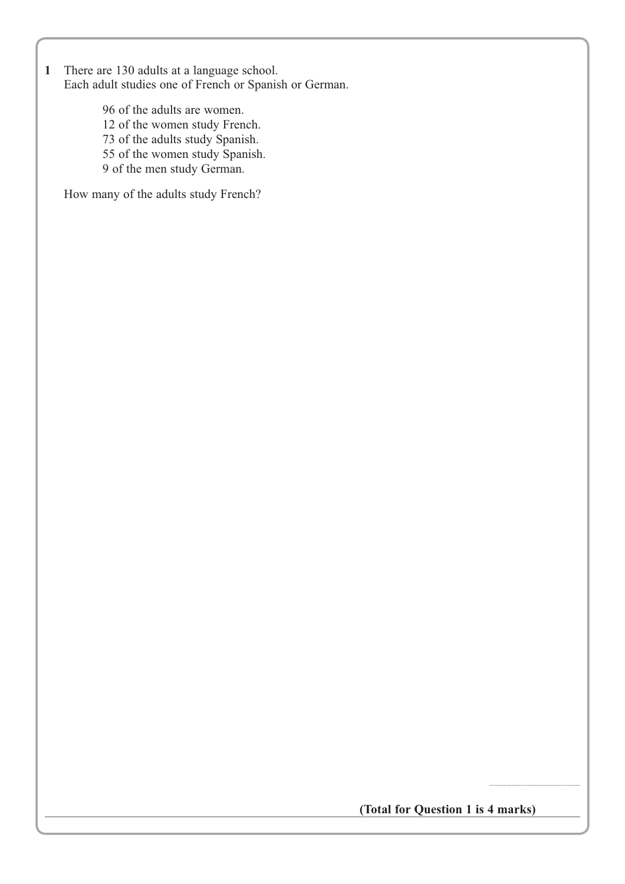**1** There are 130 adults at a language school.
Each adult studies one of French or Spanish or German.

96 of the adults are women.
12 of the women study French.
73 of the adults study Spanish.
55 of the women study Spanish.
9 of the men study German.

How many of the adults study French?

..............................

**(Total for Question 1 is 4 marks)**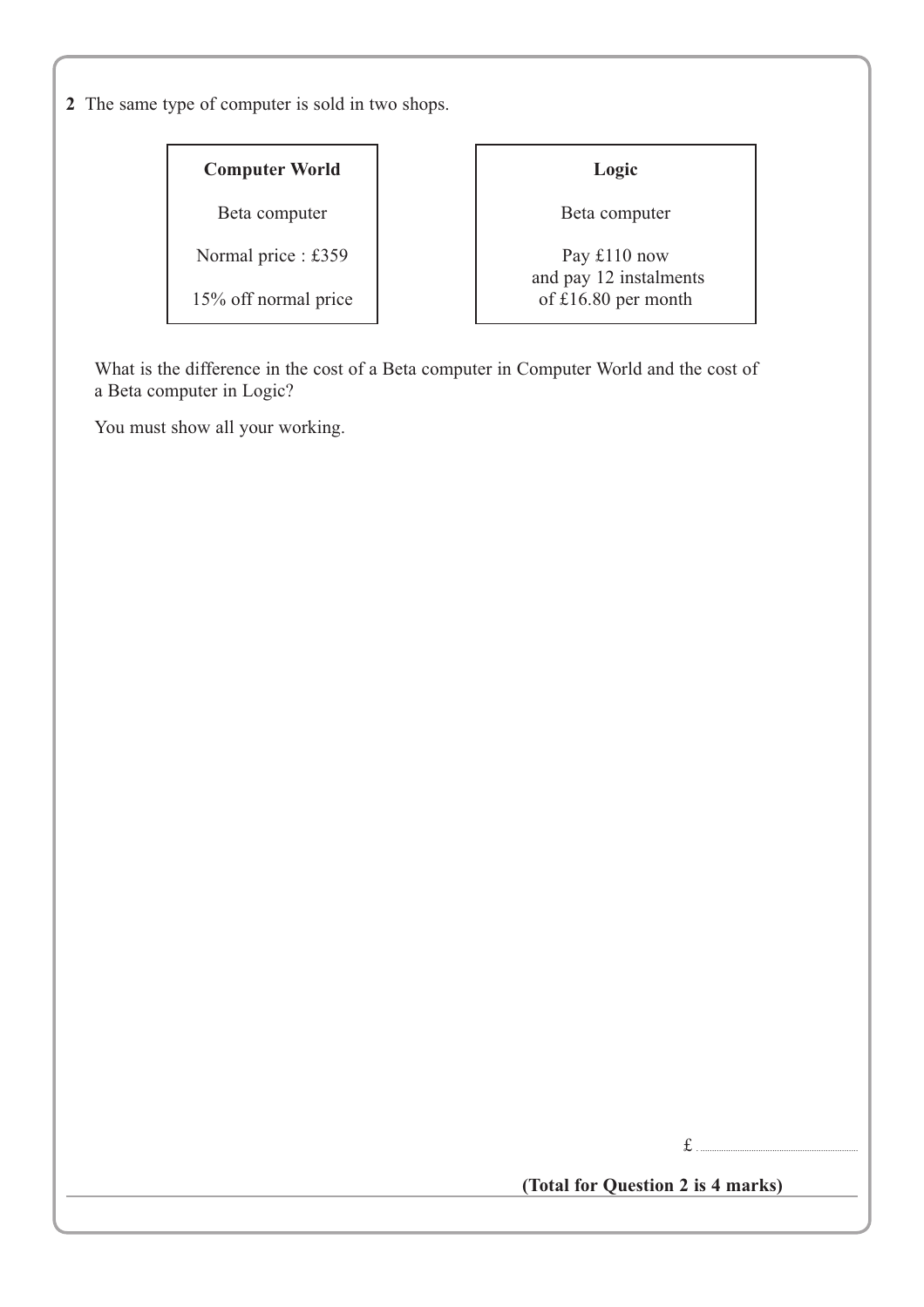**2** The same type of computer is sold in two shops.

| **Computer World** |
| --- |
| Beta computer |
| Normal price : £359 |
| 15% off normal price |

| **Logic** |
| --- |
| Beta computer |
| Pay £110 now and pay 12 instalments of £16.80 per month |

What is the difference in the cost of a Beta computer in Computer World and the cost of a Beta computer in Logic?

You must show all your working.

£ ..............................

**(Total for Question 2 is 4 marks)**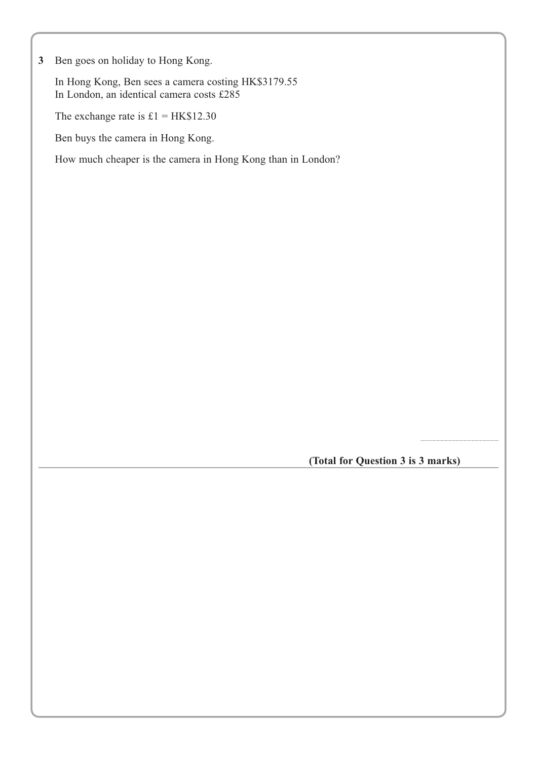**3** Ben goes on holiday to Hong Kong.

In Hong Kong, Ben sees a camera costing HK$3179.55
In London, an identical camera costs £285

The exchange rate is £1 = HK$12.30

Ben buys the camera in Hong Kong.

How much cheaper is the camera in Hong Kong than in London?

..............................................

**(Total for Question 3 is 3 marks)**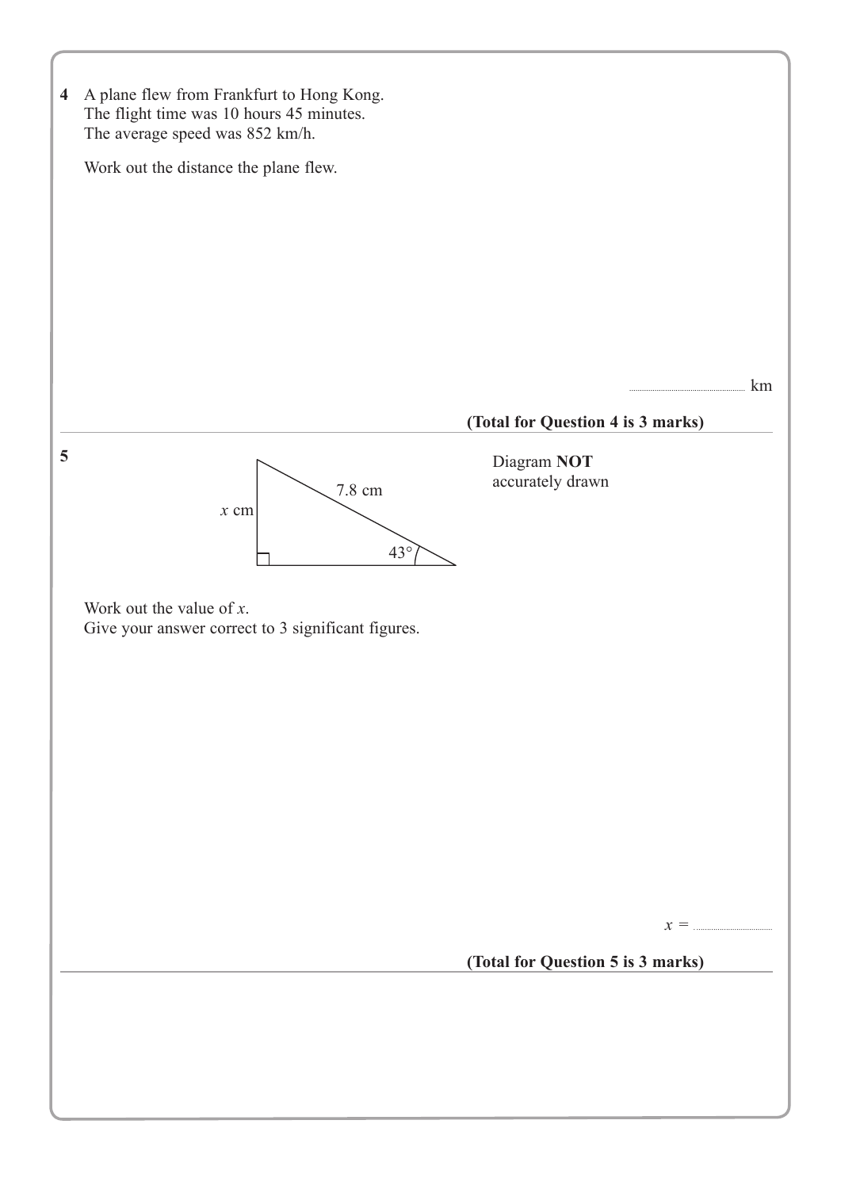**4** A plane flew from Frankfurt to Hong Kong.
The flight time was 10 hours 45 minutes.
The average speed was 852 km/h.

Work out the distance the plane flew.

........................................ km

**(Total for Question 4 is 3 marks)**

---

**5**

Diagram **NOT** accurately drawn

$x$ cm, 7.8 cm, 43°

Work out the value of $x$.
Give your answer correct to 3 significant figures.

$x =$ ..............................

**(Total for Question 5 is 3 marks)**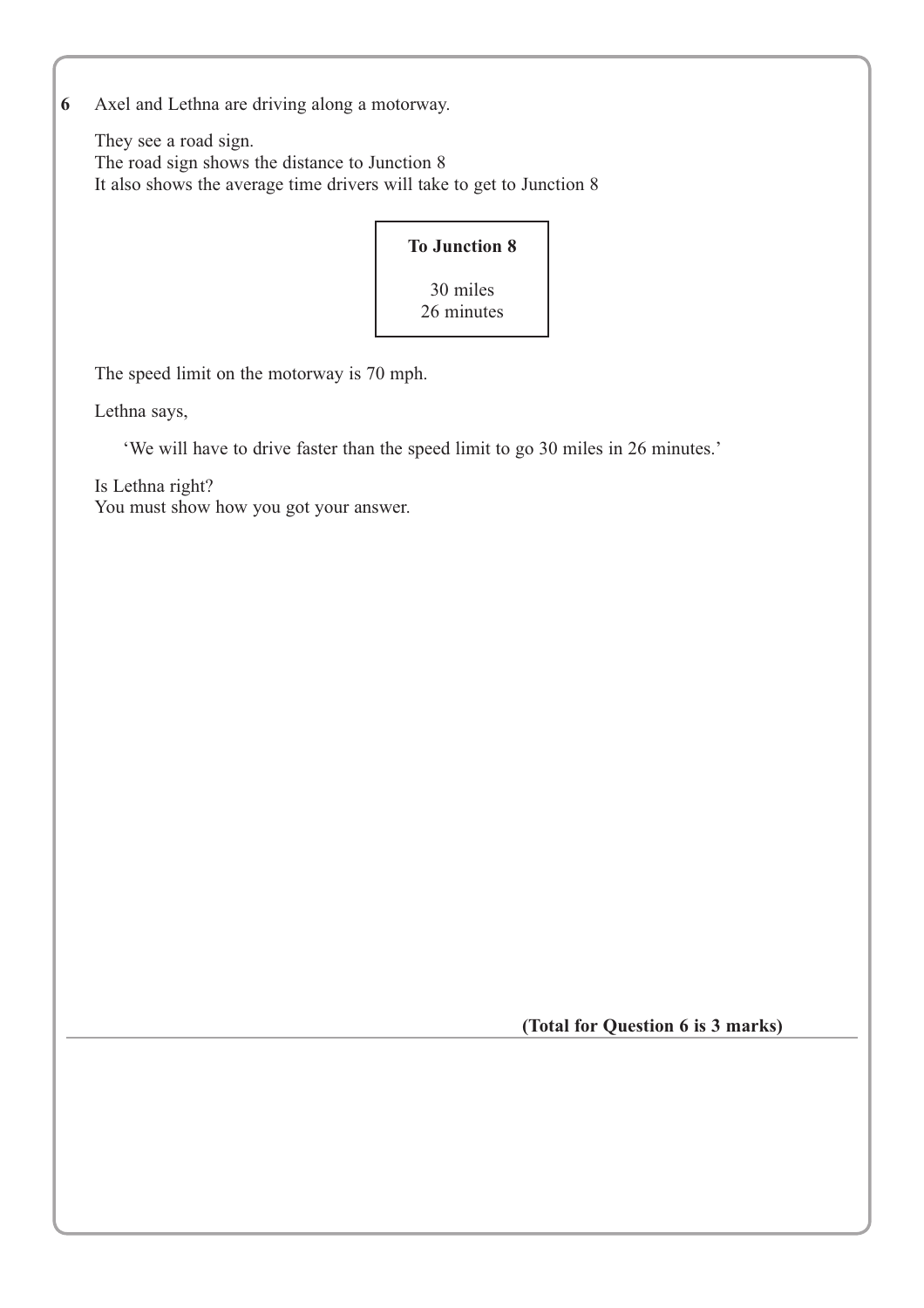**6** Axel and Lethna are driving along a motorway.

They see a road sign.
The road sign shows the distance to Junction 8
It also shows the average time drivers will take to get to Junction 8

| **To Junction 8** |
|---|
| 30 miles<br>26 minutes |

The speed limit on the motorway is 70 mph.

Lethna says,

'We will have to drive faster than the speed limit to go 30 miles in 26 minutes.'

Is Lethna right?
You must show how you got your answer.

**(Total for Question 6 is 3 marks)**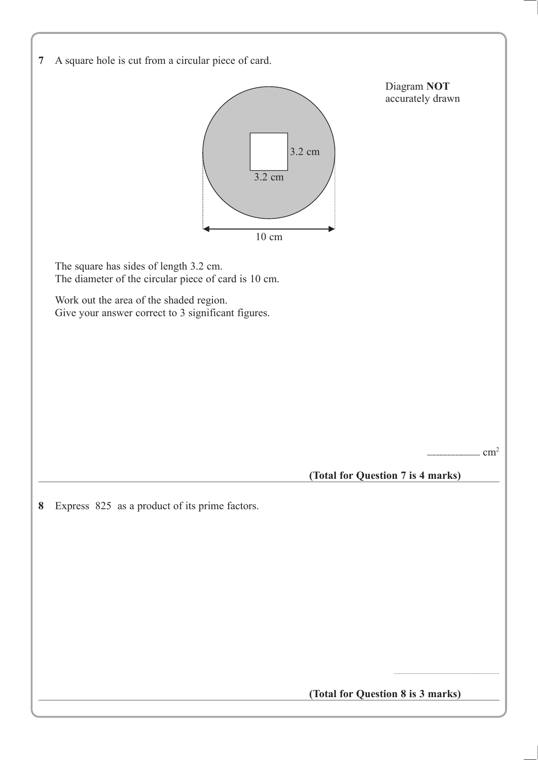**7** A square hole is cut from a circular piece of card.

Diagram **NOT** accurately drawn

The square has sides of length 3.2 cm.
The diameter of the circular piece of card is 10 cm.

Work out the area of the shaded region.
Give your answer correct to 3 significant figures.

.................................. $cm^2$

**(Total for Question 7 is 4 marks)**

---

**8** Express 825 as a product of its prime factors.

..................................................

**(Total for Question 8 is 3 marks)**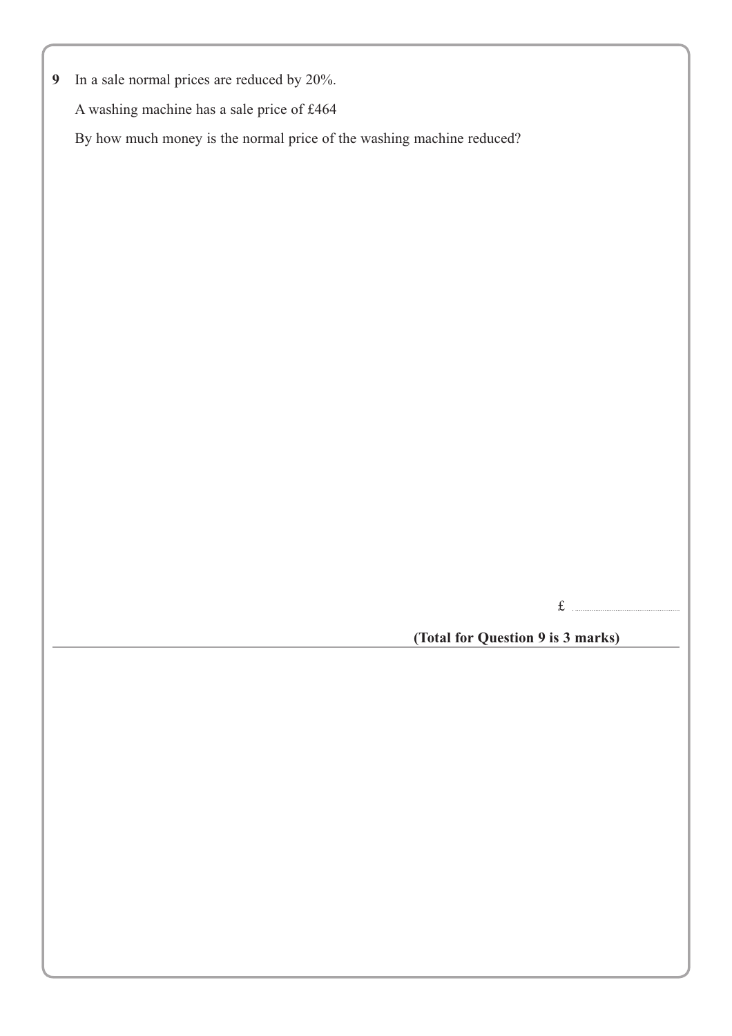**9** In a sale normal prices are reduced by 20%.

A washing machine has a sale price of £464

By how much money is the normal price of the washing machine reduced?

£ ..............................

**(Total for Question 9 is 3 marks)**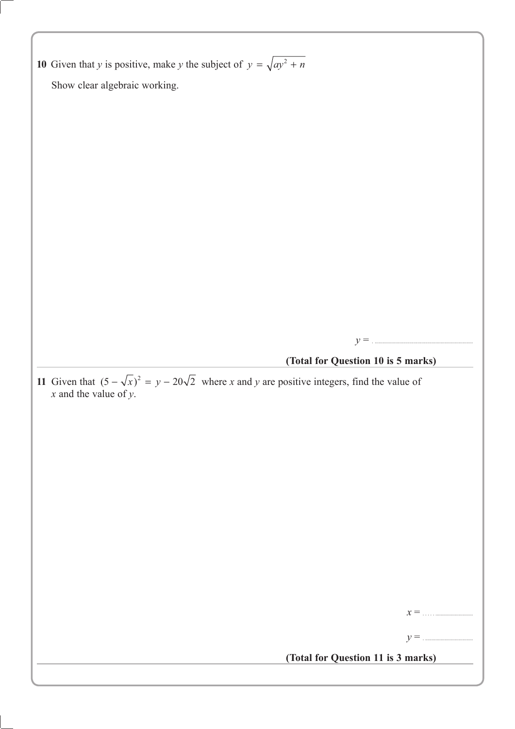**10** Given that $y$ is positive, make $y$ the subject of $y = \sqrt{ay^2 + n}$

Show clear algebraic working.

$y = \ldots\ldots\ldots\ldots\ldots\ldots\ldots\ldots\ldots\ldots$

**(Total for Question 10 is 5 marks)**

---

**11** Given that $(5 - \sqrt{x})^2 = y - 20\sqrt{2}$ where $x$ and $y$ are positive integers, find the value of $x$ and the value of $y$.

$x = \ldots\ldots\ldots\ldots\ldots\ldots$

$y = \ldots\ldots\ldots\ldots\ldots\ldots$

**(Total for Question 11 is 3 marks)**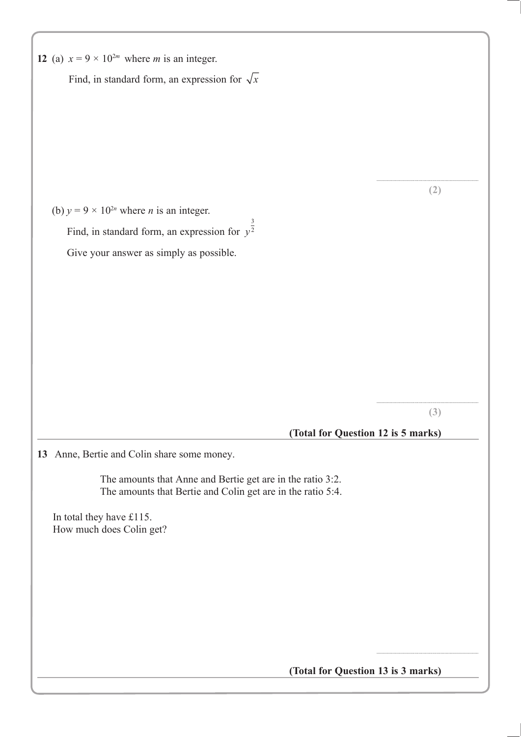**12** (a) $x = 9 \times 10^{2m}$ where $m$ is an integer.

Find, in standard form, an expression for $\sqrt{x}$

..............................................................

**(2)**

(b) $y = 9 \times 10^{2n}$ where $n$ is an integer.

Find, in standard form, an expression for $y^{\frac{3}{2}}$

Give your answer as simply as possible.

..............................................................

**(3)**

**(Total for Question 12 is 5 marks)**

---

**13** Anne, Bertie and Colin share some money.

The amounts that Anne and Bertie get are in the ratio 3:2.
The amounts that Bertie and Colin get are in the ratio 5:4.

In total they have £115.
How much does Colin get?

..............................................................

**(Total for Question 13 is 3 marks)**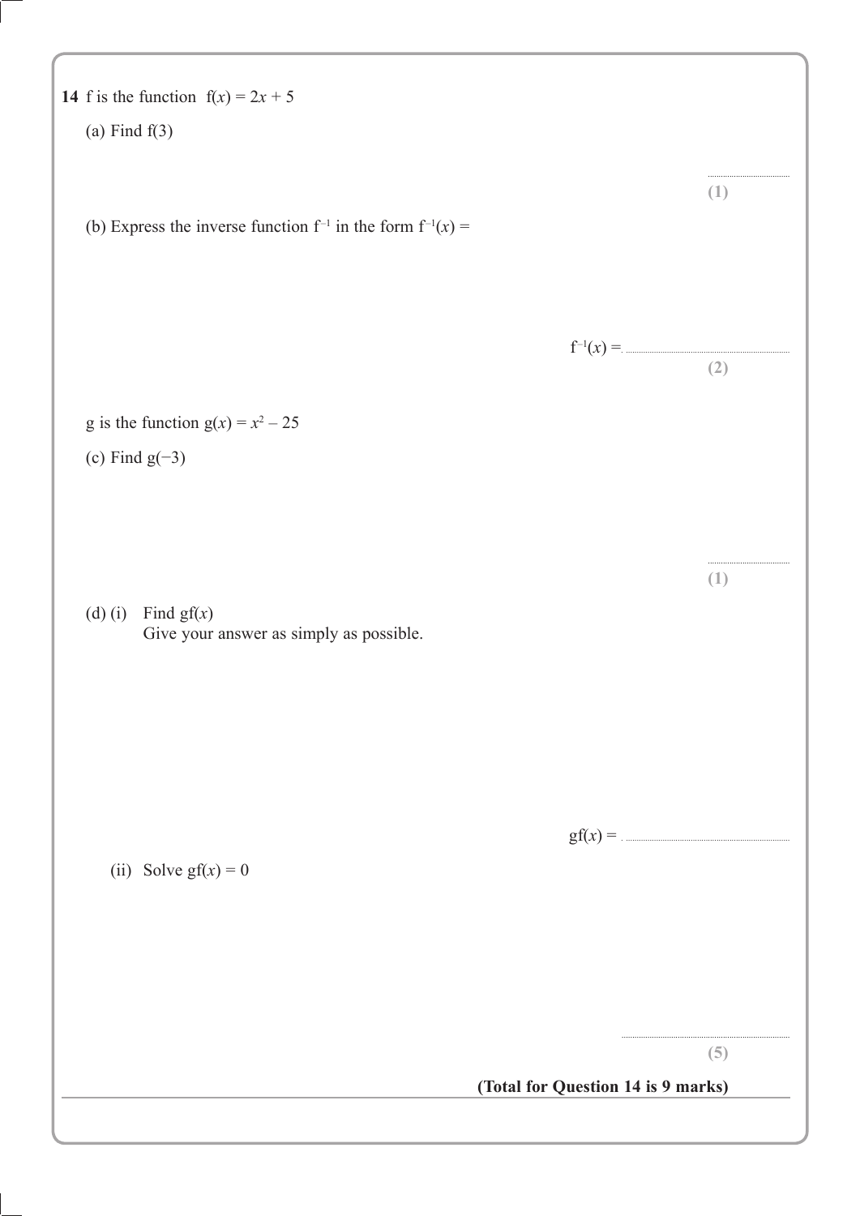**14** f is the function $f(x) = 2x + 5$

(a) Find f(3)

..............................

**(1)**

(b) Express the inverse function $f^{-1}$ in the form $f^{-1}(x) =$

$f^{-1}(x) =$ ..............................

**(2)**

g is the function $g(x) = x^2 - 25$

(c) Find g(−3)

..............................

**(1)**

(d) (i) Find $gf(x)$
Give your answer as simply as possible.

$gf(x) =$ ..............................

(ii) Solve $gf(x) = 0$

..............................

**(5)**

**(Total for Question 14 is 9 marks)**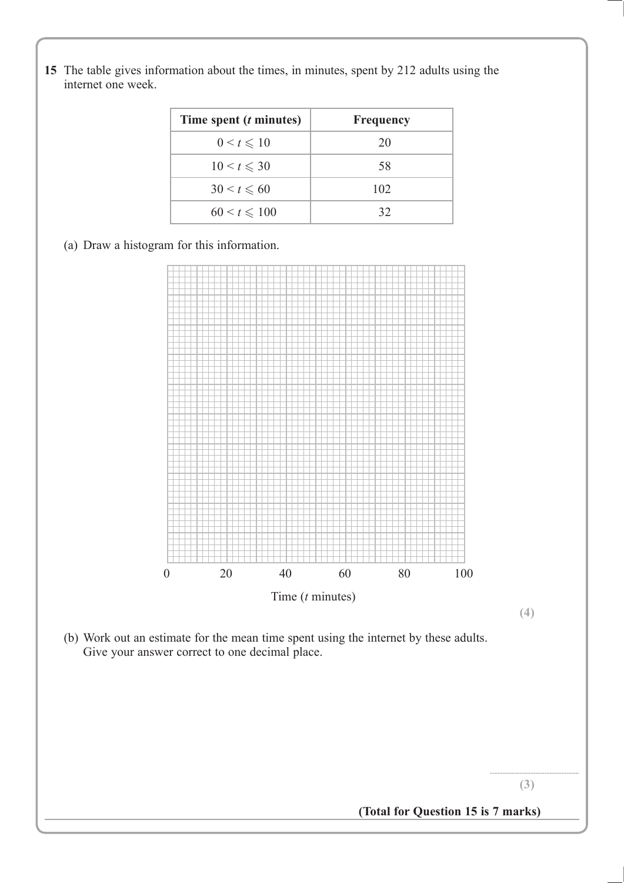**15** The table gives information about the times, in minutes, spent by 212 adults using the internet one week.

| Time spent (*t* minutes) | Frequency |
|---|---|
| $0 < t \leqslant 10$ | 20 |
| $10 < t \leqslant 30$ | 58 |
| $30 < t \leqslant 60$ | 102 |
| $60 < t \leqslant 100$ | 32 |

(a) Draw a histogram for this information.

0 20 40 60 80 100

Time (*t* minutes)

**(4)**

(b) Work out an estimate for the mean time spent using the internet by these adults.
Give your answer correct to one decimal place.

..............................................

**(3)**

**(Total for Question 15 is 7 marks)**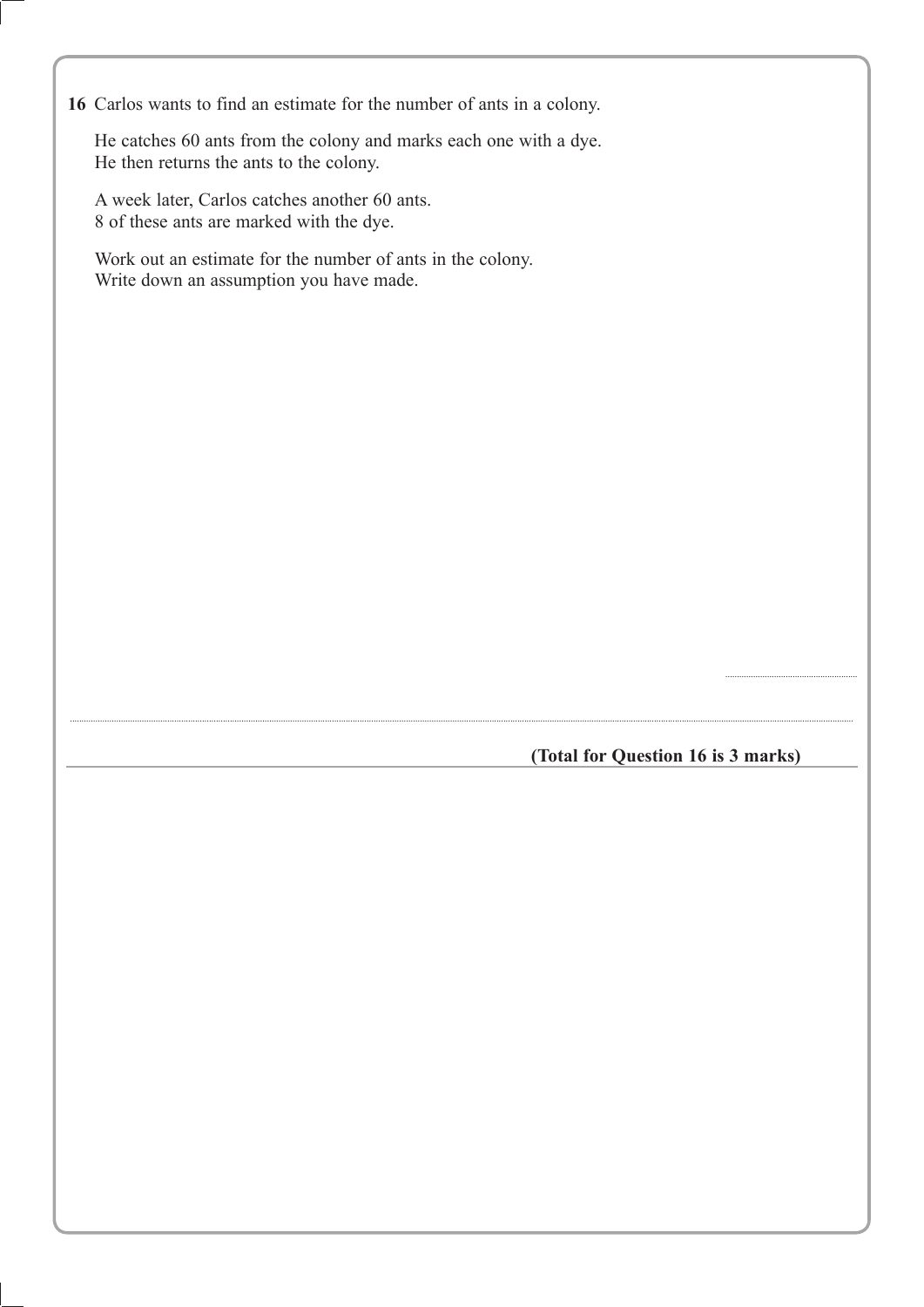**16** Carlos wants to find an estimate for the number of ants in a colony.

He catches 60 ants from the colony and marks each one with a dye.
He then returns the ants to the colony.

A week later, Carlos catches another 60 ants.
8 of these ants are marked with the dye.

Work out an estimate for the number of ants in the colony.
Write down an assumption you have made.

..........................................

......................................................................................................................................................

**(Total for Question 16 is 3 marks)**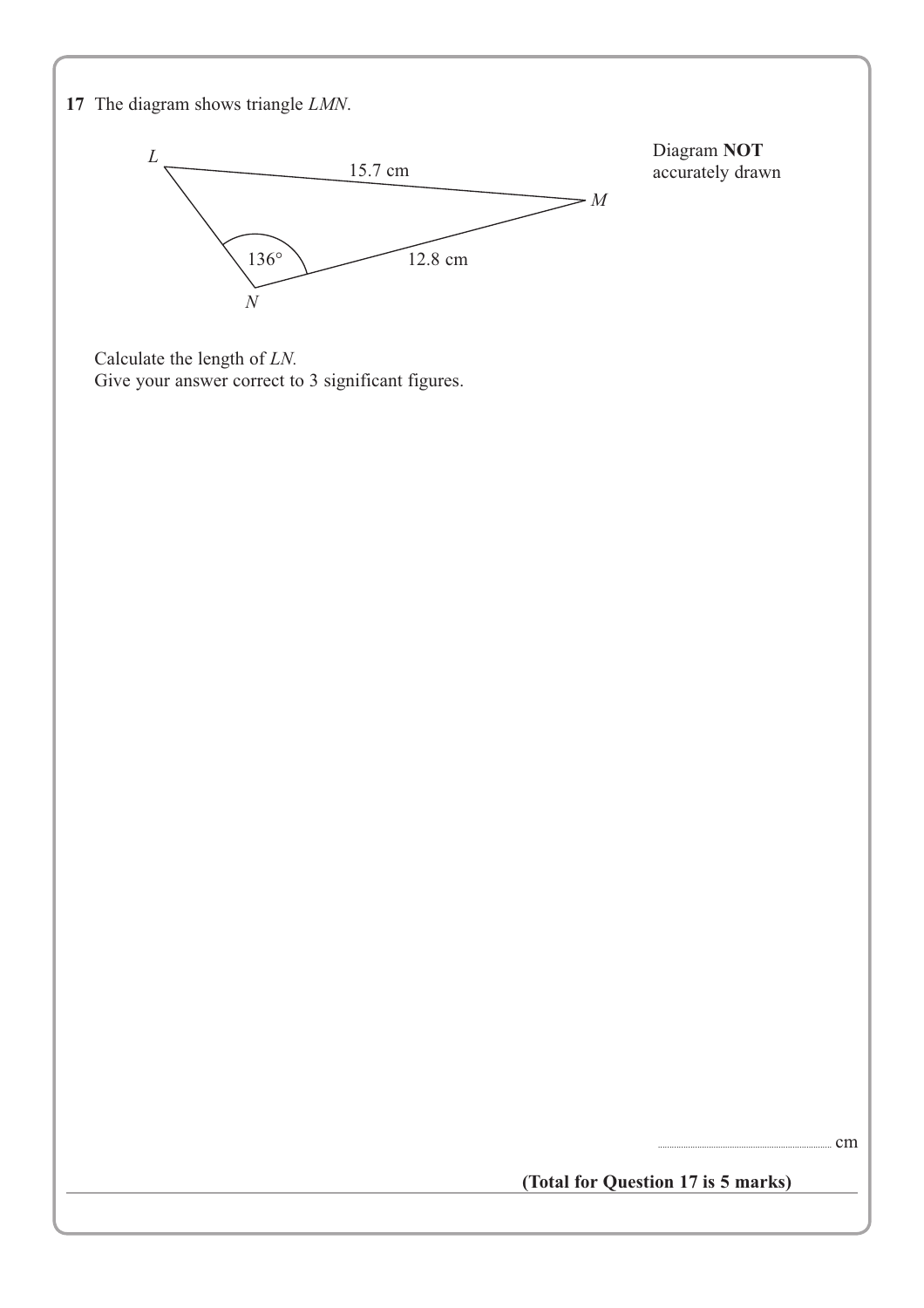**17** The diagram shows triangle $LMN$.

Diagram **NOT** accurately drawn

$LM = 15.7$ cm, $NM = 12.8$ cm, angle $LNM = 136°$

Calculate the length of $LN$.
Give your answer correct to 3 significant figures.

.......................................................... cm

**(Total for Question 17 is 5 marks)**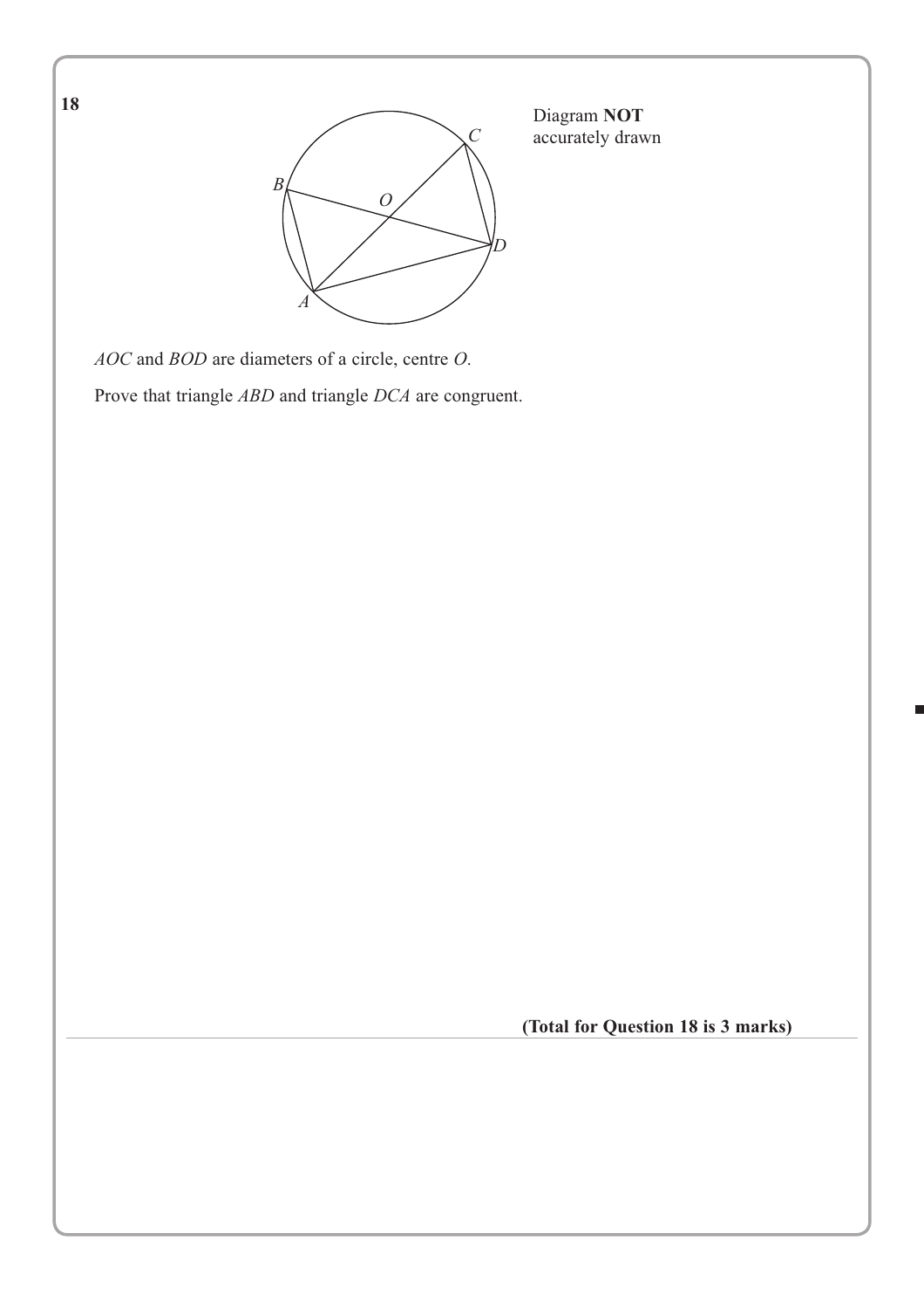**18**

Diagram **NOT** accurately drawn

*AOC* and *BOD* are diameters of a circle, centre *O*.

Prove that triangle *ABD* and triangle *DCA* are congruent.

**(Total for Question 18 is 3 marks)**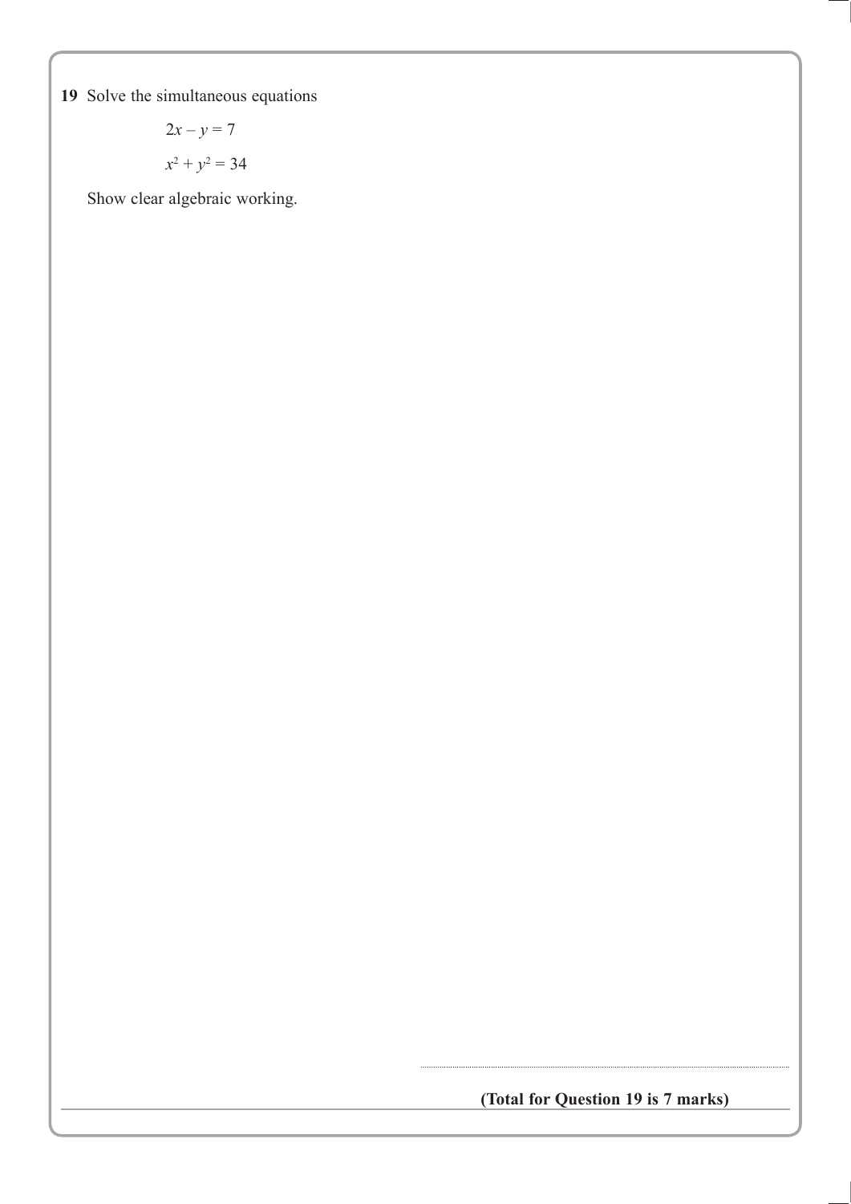**19** Solve the simultaneous equations

$$2x - y = 7$$

$$x^2 + y^2 = 34$$

Show clear algebraic working.

.......................................................................................

**(Total for Question 19 is 7 marks)**